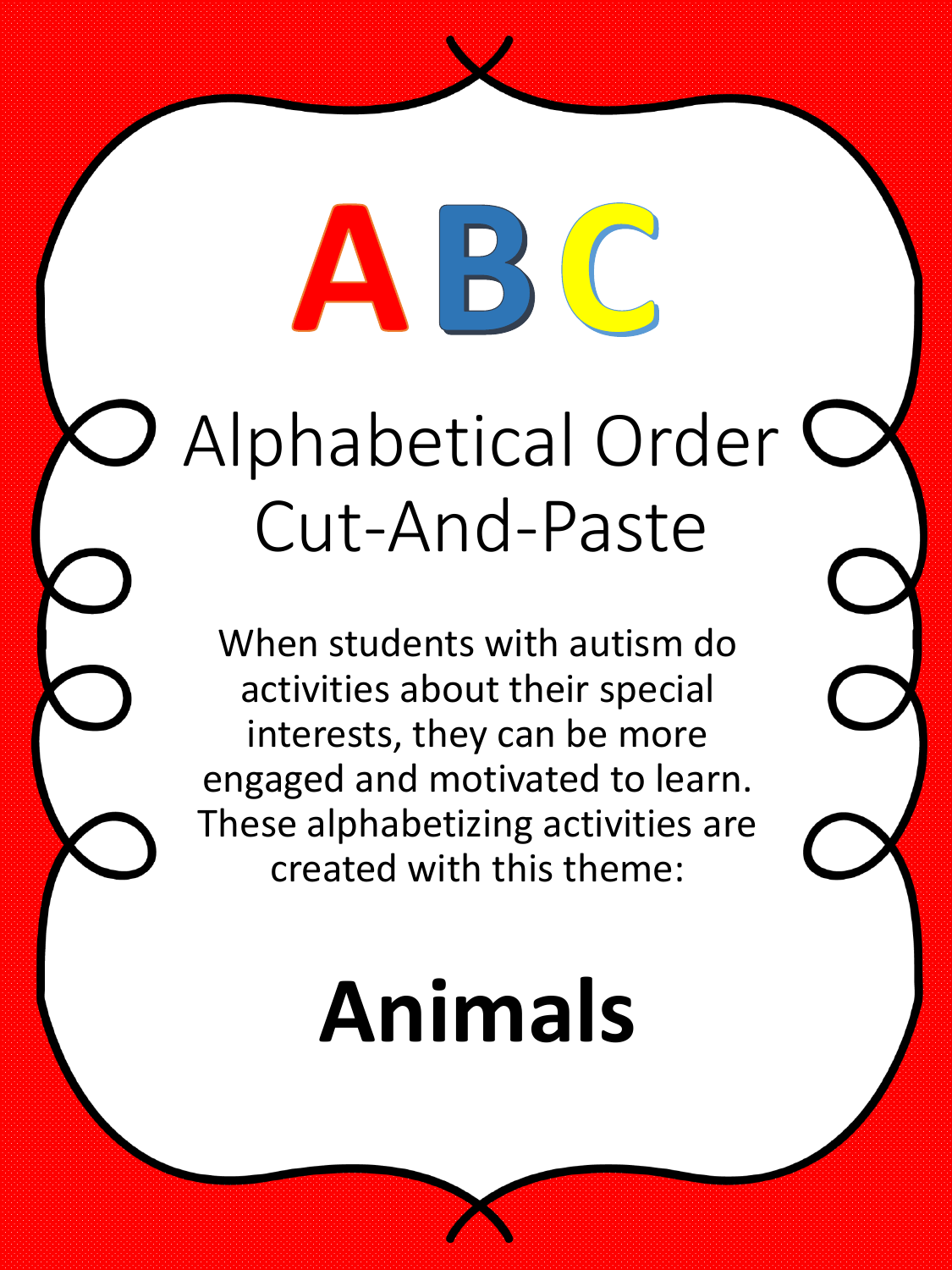# ABC

## Alphabetical Order Cut-And-Paste

When students with autism do activities about their special interests, they can be more engaged and motivated to learn. These alphabetizing activities are created with this theme:

# Animals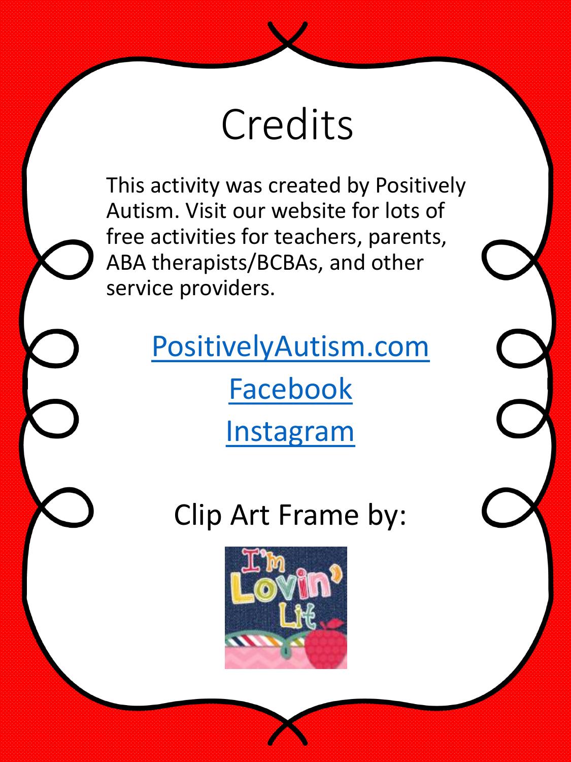# Credits

This activity was created by Positively Autism. Visit our website for lots of free activities for teachers, parents, ABA therapists/BCBAs, and other service providers.

PositivelyAutism.com

Facebook

Instagram

Clip Art Frame by: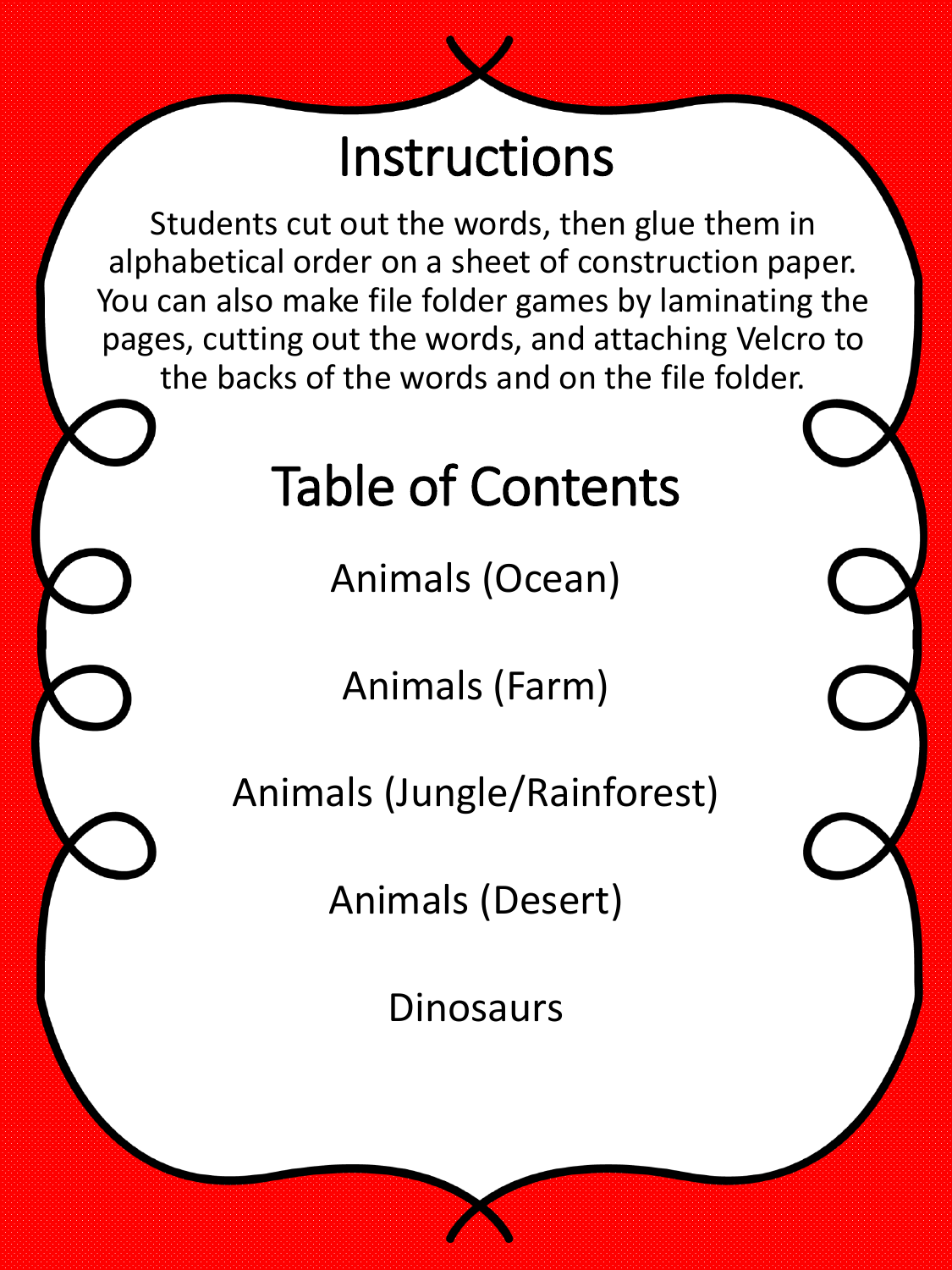# Instructions

Students cut out the words, then glue them in alphabetical order on a sheet of construction paper. You can also make file folder games by laminating the pages, cutting out the words, and attaching Velcro to the backs of the words and on the file folder.

# Table of Contents

Animals (Ocean)

Animals (Farm)

Animals (Jungle/Rainforest)

Animals (Desert)

Dinosaurs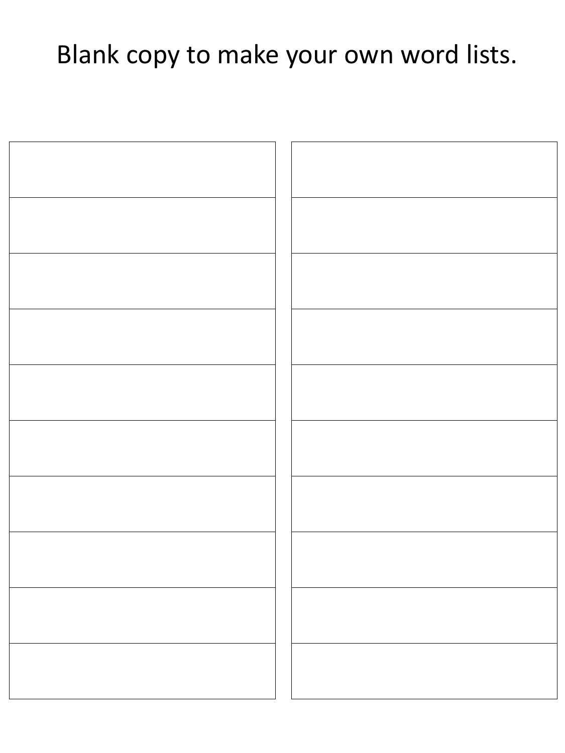# Blank copy to make your own word lists.

| | |
|---|---|
| | |
| | |
| | |
| | |
| | |
| | |
| | |
| | |
| | |
| | |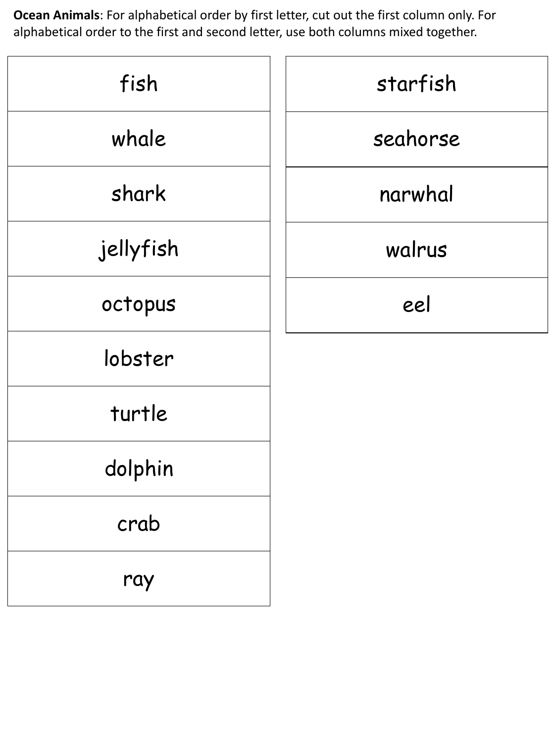**Ocean Animals**: For alphabetical order by first letter, cut out the first column only. For alphabetical order to the first and second letter, use both columns mixed together.

| | |
|---|---|
| fish | starfish |
| whale | seahorse |
| shark | narwhal |
| jellyfish | walrus |
| octopus | eel |
| lobster | |
| turtle | |
| dolphin | |
| crab | |
| ray | |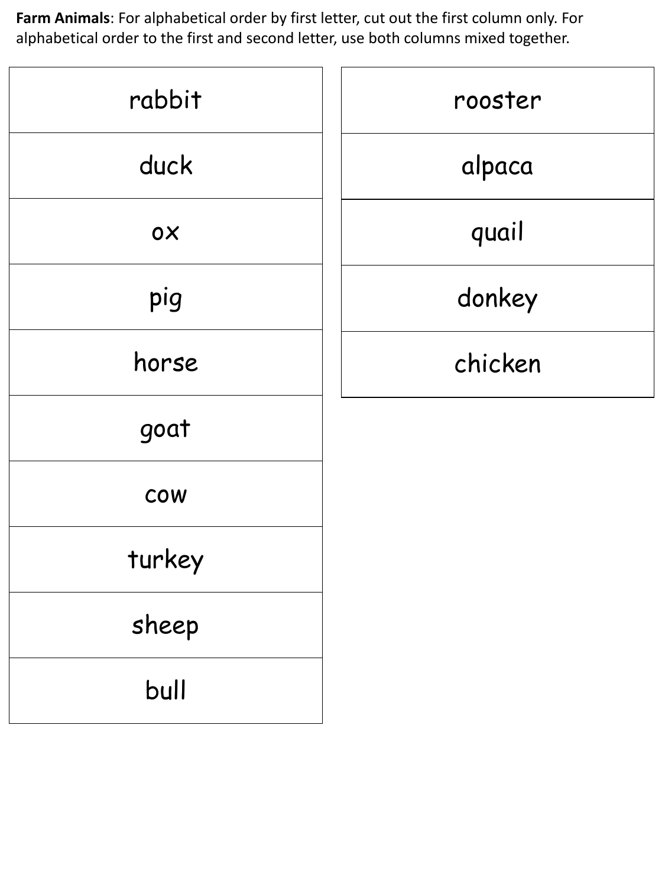**Farm Animals**: For alphabetical order by first letter, cut out the first column only. For alphabetical order to the first and second letter, use both columns mixed together.

| | |
|---|---|
| rabbit | rooster |
| duck | alpaca |
| ox | quail |
| pig | donkey |
| horse | chicken |
| goat | |
| cow | |
| turkey | |
| sheep | |
| bull | |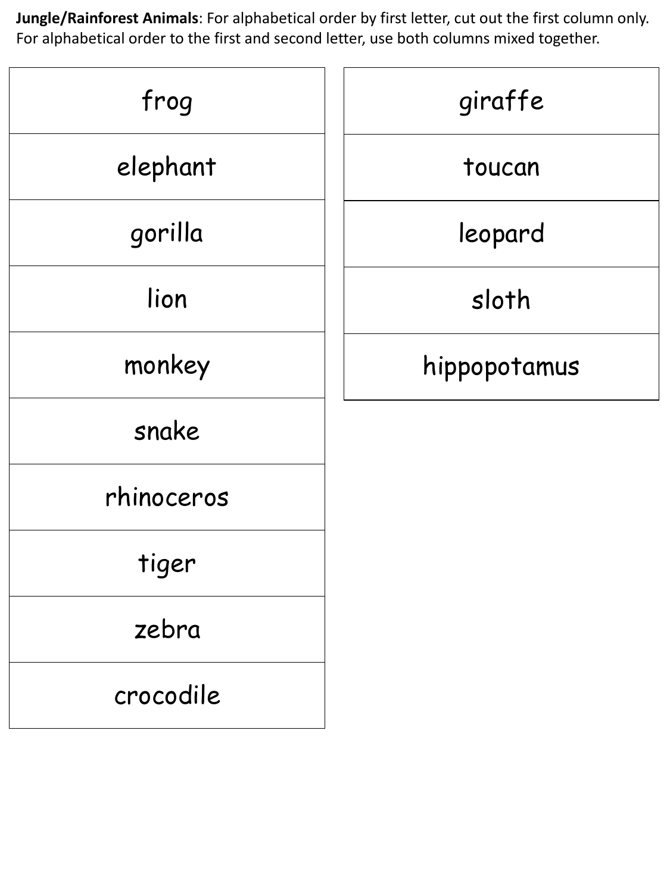**Jungle/Rainforest Animals**: For alphabetical order by first letter, cut out the first column only. For alphabetical order to the first and second letter, use both columns mixed together.

| |
|---|
| frog |
| elephant |
| gorilla |
| lion |
| monkey |
| snake |
| rhinoceros |
| tiger |
| zebra |
| crocodile |

| |
|---|
| giraffe |
| toucan |
| leopard |
| sloth |
| hippopotamus |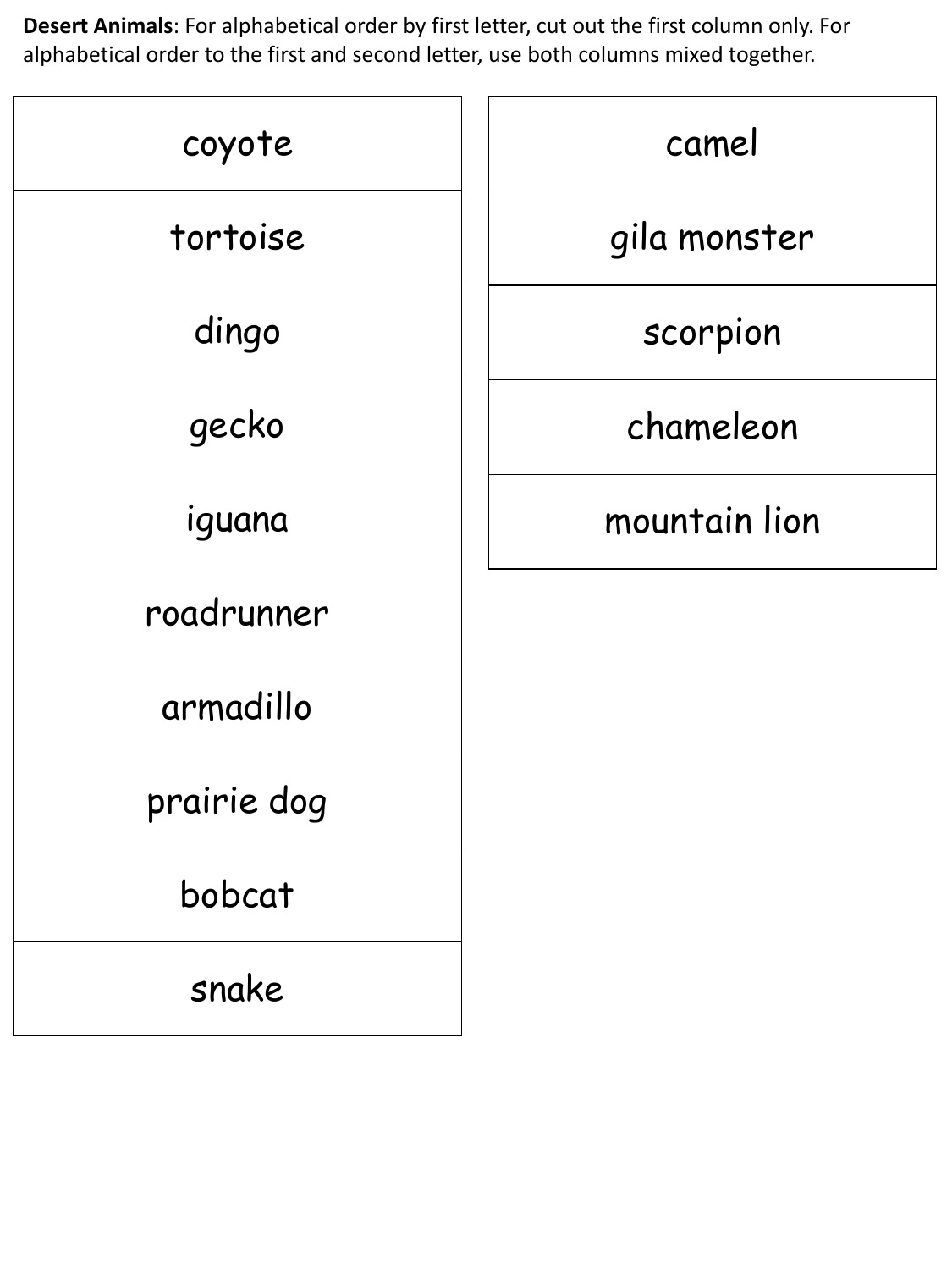**Desert Animals**: For alphabetical order by first letter, cut out the first column only. For alphabetical order to the first and second letter, use both columns mixed together.

| | |
|---|---|
| coyote | camel |
| tortoise | gila monster |
| dingo | scorpion |
| gecko | chameleon |
| iguana | mountain lion |
| roadrunner | |
| armadillo | |
| prairie dog | |
| bobcat | |
| snake | |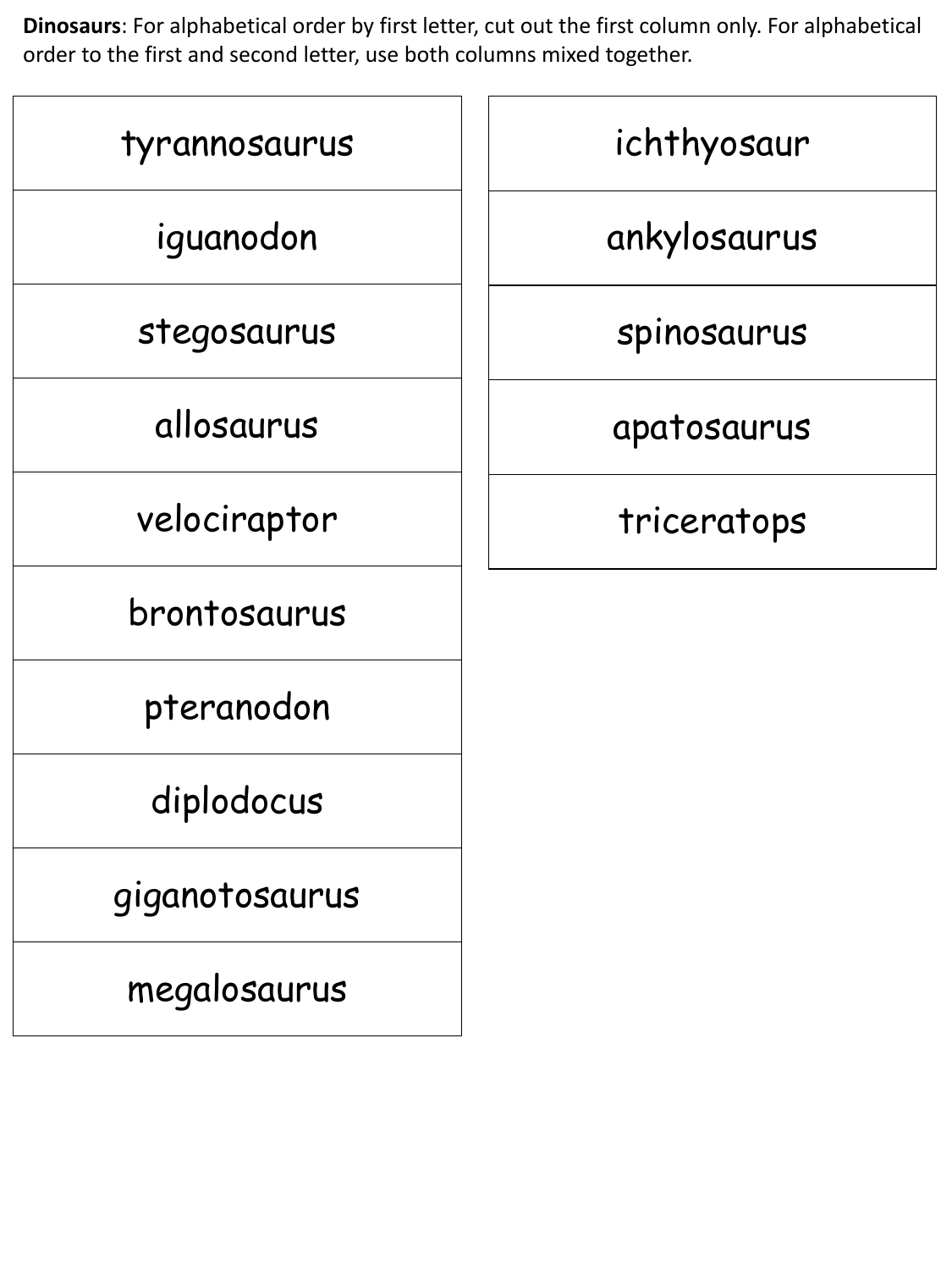**Dinosaurs**: For alphabetical order by first letter, cut out the first column only. For alphabetical order to the first and second letter, use both columns mixed together.

| | |
|---|---|
| tyrannosaurus | ichthyosaur |
| iguanodon | ankylosaurus |
| stegosaurus | spinosaurus |
| allosaurus | apatosaurus |
| velociraptor | triceratops |
| brontosaurus | |
| pteranodon | |
| diplodocus | |
| giganotosaurus | |
| megalosaurus | |